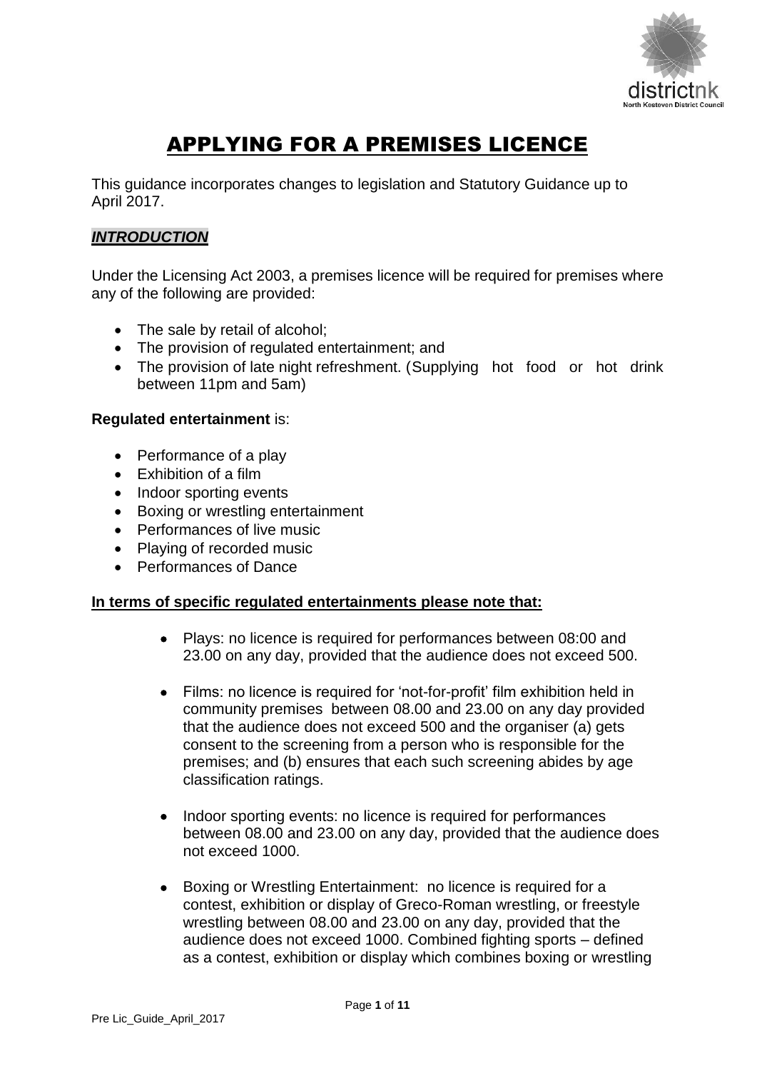# APPLYING FOR A PREMISES LICENCE

This guidance incorporates changes to legislation and Statutory Guidance up to April 2017.

## ***INTRODUCTION***

Under the Licensing Act 2003, a premises licence will be required for premises where any of the following are provided:

- The sale by retail of alcohol;
- The provision of regulated entertainment; and
- The provision of late night refreshment. (Supplying hot food or hot drink between 11pm and 5am)

**Regulated entertainment** is:

- Performance of a play
- Exhibition of a film
- Indoor sporting events
- Boxing or wrestling entertainment
- Performances of live music
- Playing of recorded music
- Performances of Dance

**In terms of specific regulated entertainments please note that:**

- Plays: no licence is required for performances between 08:00 and 23.00 on any day, provided that the audience does not exceed 500.
- Films: no licence is required for 'not-for-profit' film exhibition held in community premises between 08.00 and 23.00 on any day provided that the audience does not exceed 500 and the organiser (a) gets consent to the screening from a person who is responsible for the premises; and (b) ensures that each such screening abides by age classification ratings.
- Indoor sporting events: no licence is required for performances between 08.00 and 23.00 on any day, provided that the audience does not exceed 1000.
- Boxing or Wrestling Entertainment: no licence is required for a contest, exhibition or display of Greco-Roman wrestling, or freestyle wrestling between 08.00 and 23.00 on any day, provided that the audience does not exceed 1000. Combined fighting sports – defined as a contest, exhibition or display which combines boxing or wrestling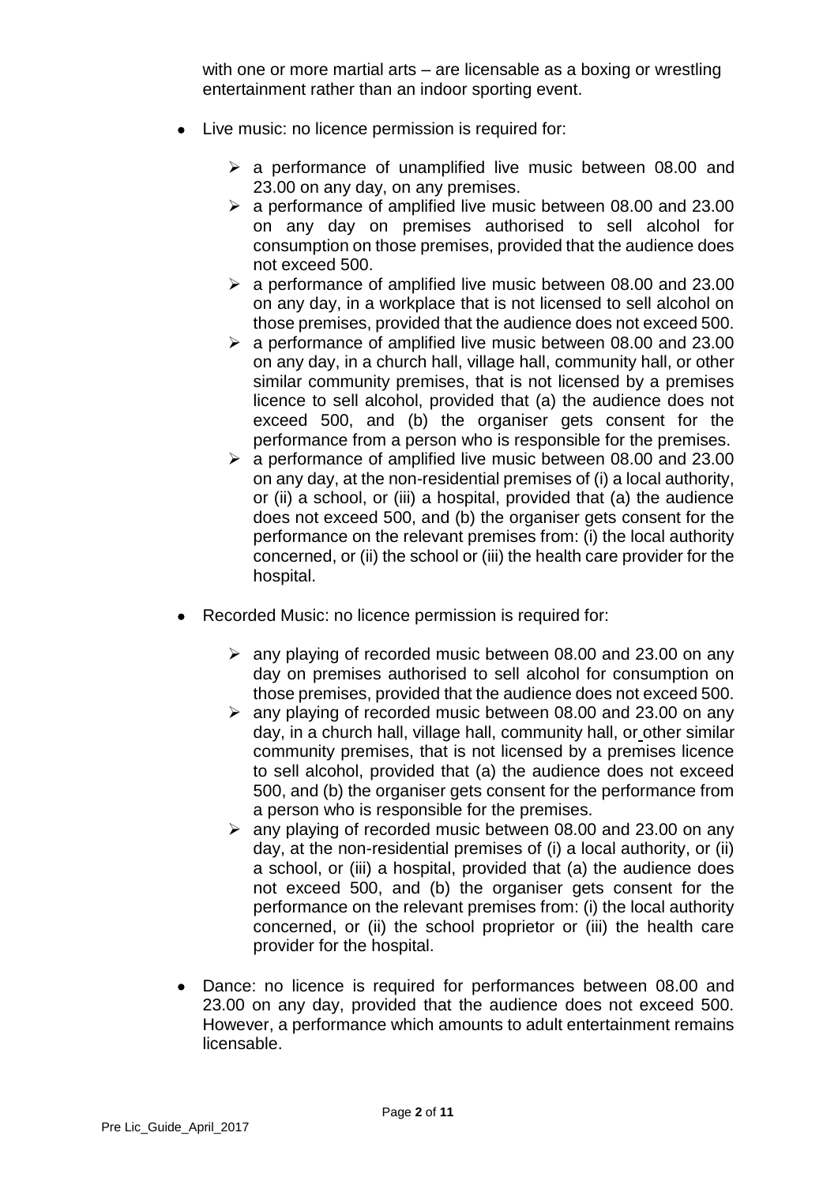with one or more martial arts – are licensable as a boxing or wrestling entertainment rather than an indoor sporting event.

- Live music: no licence permission is required for:
  - a performance of unamplified live music between 08.00 and 23.00 on any day, on any premises.
  - a performance of amplified live music between 08.00 and 23.00 on any day on premises authorised to sell alcohol for consumption on those premises, provided that the audience does not exceed 500.
  - a performance of amplified live music between 08.00 and 23.00 on any day, in a workplace that is not licensed to sell alcohol on those premises, provided that the audience does not exceed 500.
  - a performance of amplified live music between 08.00 and 23.00 on any day, in a church hall, village hall, community hall, or other similar community premises, that is not licensed by a premises licence to sell alcohol, provided that (a) the audience does not exceed 500, and (b) the organiser gets consent for the performance from a person who is responsible for the premises.
  - a performance of amplified live music between 08.00 and 23.00 on any day, at the non-residential premises of (i) a local authority, or (ii) a school, or (iii) a hospital, provided that (a) the audience does not exceed 500, and (b) the organiser gets consent for the performance on the relevant premises from: (i) the local authority concerned, or (ii) the school or (iii) the health care provider for the hospital.

- Recorded Music: no licence permission is required for:
  - any playing of recorded music between 08.00 and 23.00 on any day on premises authorised to sell alcohol for consumption on those premises, provided that the audience does not exceed 500.
  - any playing of recorded music between 08.00 and 23.00 on any day, in a church hall, village hall, community hall, or other similar community premises, that is not licensed by a premises licence to sell alcohol, provided that (a) the audience does not exceed 500, and (b) the organiser gets consent for the performance from a person who is responsible for the premises.
  - any playing of recorded music between 08.00 and 23.00 on any day, at the non-residential premises of (i) a local authority, or (ii) a school, or (iii) a hospital, provided that (a) the audience does not exceed 500, and (b) the organiser gets consent for the performance on the relevant premises from: (i) the local authority concerned, or (ii) the school proprietor or (iii) the health care provider for the hospital.

- Dance: no licence is required for performances between 08.00 and 23.00 on any day, provided that the audience does not exceed 500. However, a performance which amounts to adult entertainment remains licensable.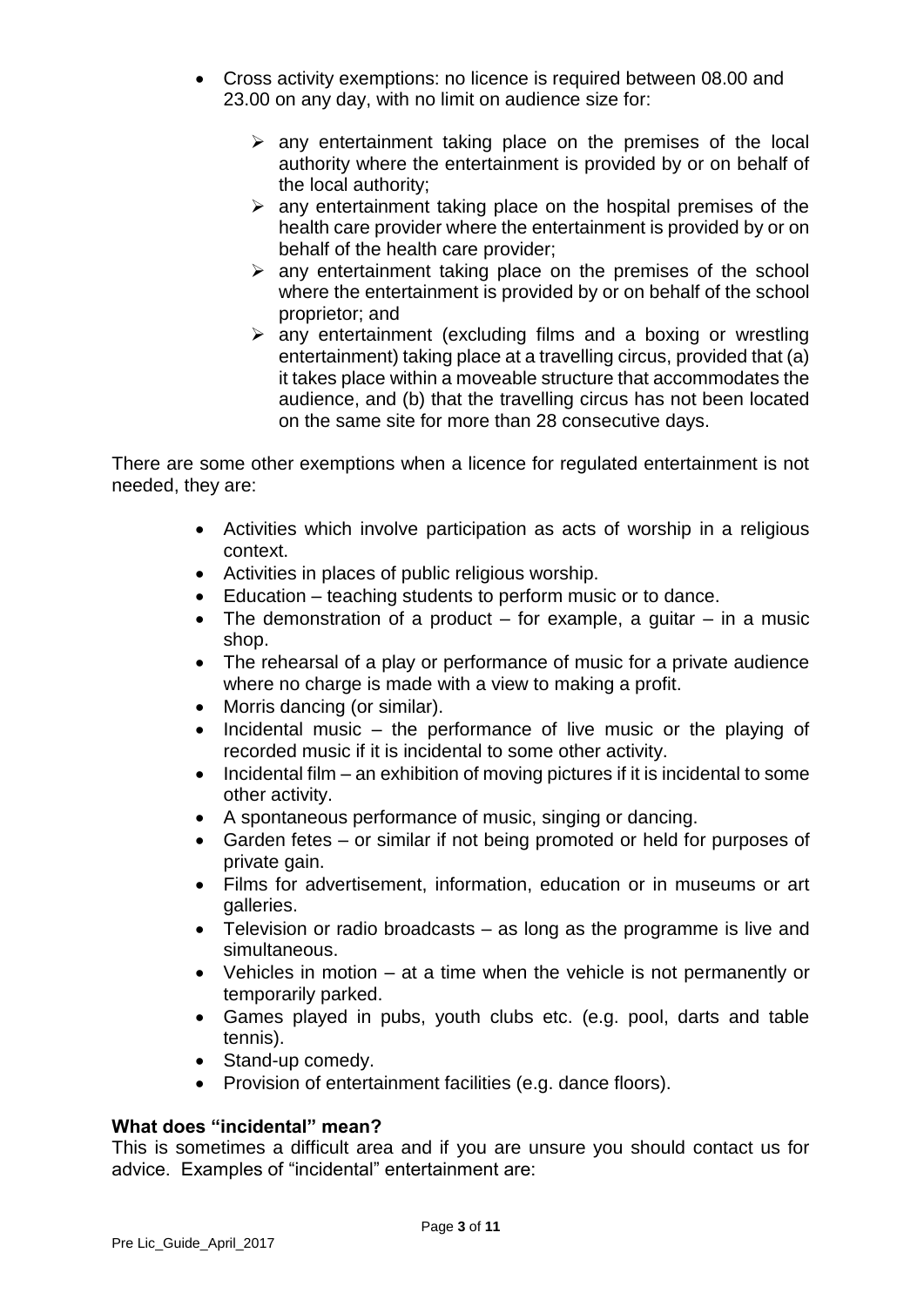- Cross activity exemptions: no licence is required between 08.00 and 23.00 on any day, with no limit on audience size for:
  - any entertainment taking place on the premises of the local authority where the entertainment is provided by or on behalf of the local authority;
  - any entertainment taking place on the hospital premises of the health care provider where the entertainment is provided by or on behalf of the health care provider;
  - any entertainment taking place on the premises of the school where the entertainment is provided by or on behalf of the school proprietor; and
  - any entertainment (excluding films and a boxing or wrestling entertainment) taking place at a travelling circus, provided that (a) it takes place within a moveable structure that accommodates the audience, and (b) that the travelling circus has not been located on the same site for more than 28 consecutive days.

There are some other exemptions when a licence for regulated entertainment is not needed, they are:

- Activities which involve participation as acts of worship in a religious context.
- Activities in places of public religious worship.
- Education – teaching students to perform music or to dance.
- The demonstration of a product – for example, a guitar – in a music shop.
- The rehearsal of a play or performance of music for a private audience where no charge is made with a view to making a profit.
- Morris dancing (or similar).
- Incidental music – the performance of live music or the playing of recorded music if it is incidental to some other activity.
- Incidental film – an exhibition of moving pictures if it is incidental to some other activity.
- A spontaneous performance of music, singing or dancing.
- Garden fetes – or similar if not being promoted or held for purposes of private gain.
- Films for advertisement, information, education or in museums or art galleries.
- Television or radio broadcasts – as long as the programme is live and simultaneous.
- Vehicles in motion – at a time when the vehicle is not permanently or temporarily parked.
- Games played in pubs, youth clubs etc. (e.g. pool, darts and table tennis).
- Stand-up comedy.
- Provision of entertainment facilities (e.g. dance floors).

**What does "incidental" mean?**

This is sometimes a difficult area and if you are unsure you should contact us for advice. Examples of "incidental" entertainment are: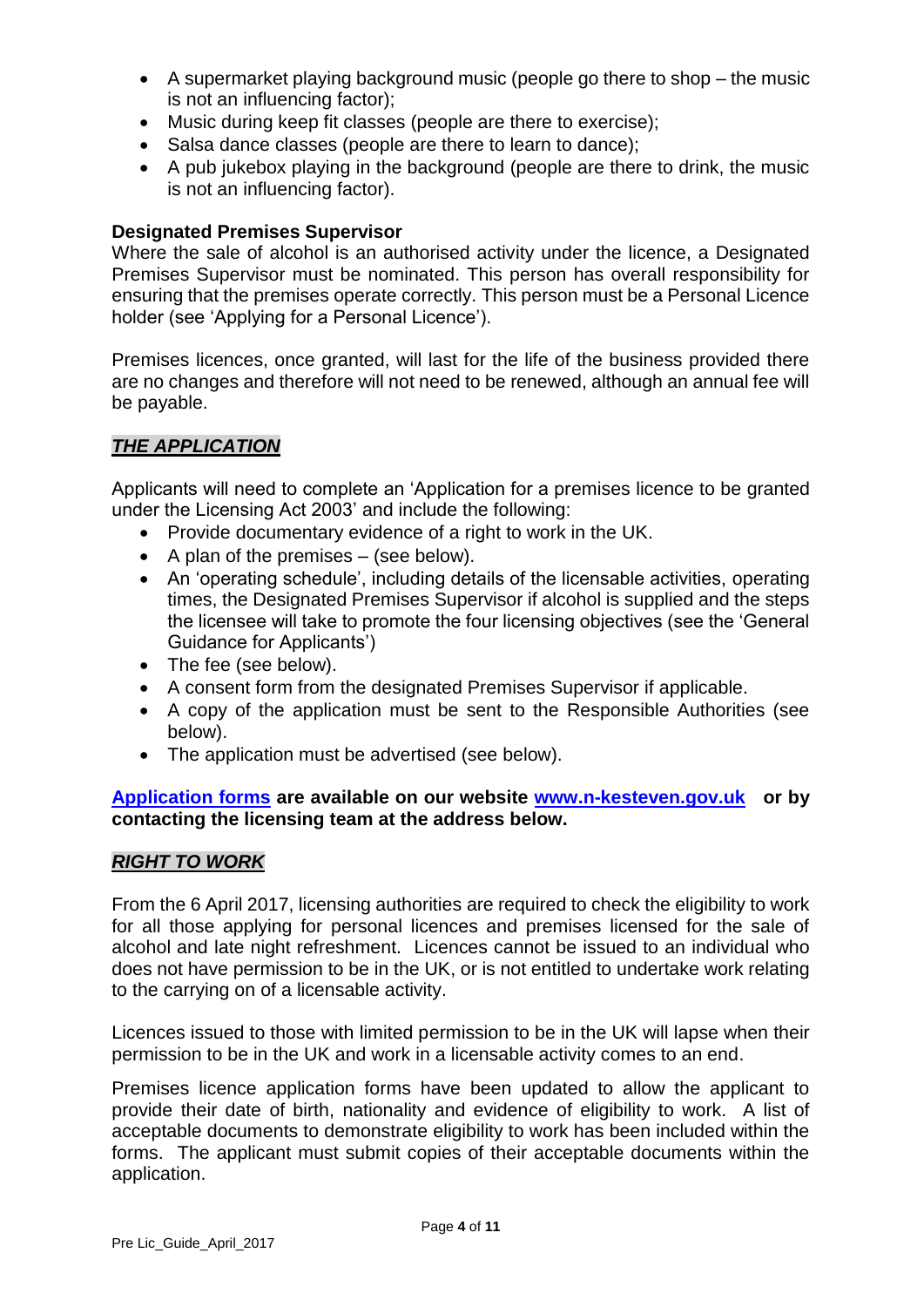- A supermarket playing background music (people go there to shop – the music is not an influencing factor);
- Music during keep fit classes (people are there to exercise);
- Salsa dance classes (people are there to learn to dance);
- A pub jukebox playing in the background (people are there to drink, the music is not an influencing factor).

**Designated Premises Supervisor**

Where the sale of alcohol is an authorised activity under the licence, a Designated Premises Supervisor must be nominated. This person has overall responsibility for ensuring that the premises operate correctly. This person must be a Personal Licence holder (see 'Applying for a Personal Licence').

Premises licences, once granted, will last for the life of the business provided there are no changes and therefore will not need to be renewed, although an annual fee will be payable.

## ***THE APPLICATION***

Applicants will need to complete an 'Application for a premises licence to be granted under the Licensing Act 2003' and include the following:

- Provide documentary evidence of a right to work in the UK.
- A plan of the premises – (see below).
- An 'operating schedule', including details of the licensable activities, operating times, the Designated Premises Supervisor if alcohol is supplied and the steps the licensee will take to promote the four licensing objectives (see the 'General Guidance for Applicants')
- The fee (see below).
- A consent form from the designated Premises Supervisor if applicable.
- A copy of the application must be sent to the Responsible Authorities (see below).
- The application must be advertised (see below).

**Application forms are available on our website www.n-kesteven.gov.uk or by contacting the licensing team at the address below.**

## ***RIGHT TO WORK***

From the 6 April 2017, licensing authorities are required to check the eligibility to work for all those applying for personal licences and premises licensed for the sale of alcohol and late night refreshment. Licences cannot be issued to an individual who does not have permission to be in the UK, or is not entitled to undertake work relating to the carrying on of a licensable activity.

Licences issued to those with limited permission to be in the UK will lapse when their permission to be in the UK and work in a licensable activity comes to an end.

Premises licence application forms have been updated to allow the applicant to provide their date of birth, nationality and evidence of eligibility to work. A list of acceptable documents to demonstrate eligibility to work has been included within the forms. The applicant must submit copies of their acceptable documents within the application.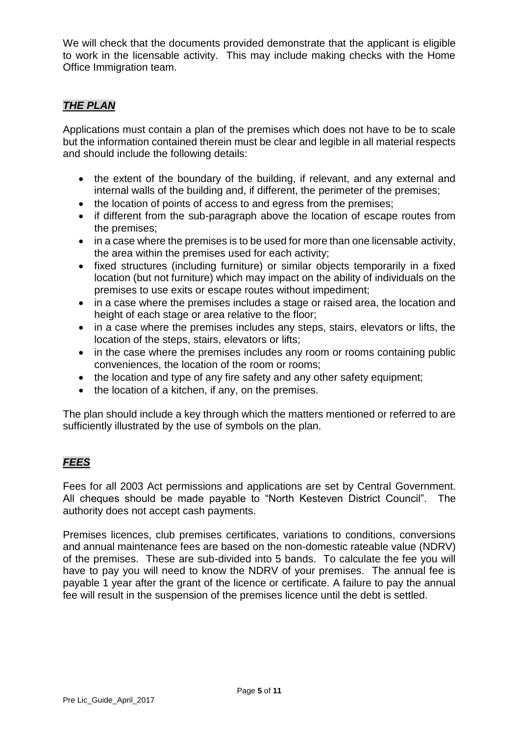We will check that the documents provided demonstrate that the applicant is eligible to work in the licensable activity. This may include making checks with the Home Office Immigration team.

## ***THE PLAN***

Applications must contain a plan of the premises which does not have to be to scale but the information contained therein must be clear and legible in all material respects and should include the following details:

- the extent of the boundary of the building, if relevant, and any external and internal walls of the building and, if different, the perimeter of the premises;
- the location of points of access to and egress from the premises;
- if different from the sub-paragraph above the location of escape routes from the premises;
- in a case where the premises is to be used for more than one licensable activity, the area within the premises used for each activity;
- fixed structures (including furniture) or similar objects temporarily in a fixed location (but not furniture) which may impact on the ability of individuals on the premises to use exits or escape routes without impediment;
- in a case where the premises includes a stage or raised area, the location and height of each stage or area relative to the floor;
- in a case where the premises includes any steps, stairs, elevators or lifts, the location of the steps, stairs, elevators or lifts;
- in the case where the premises includes any room or rooms containing public conveniences, the location of the room or rooms;
- the location and type of any fire safety and any other safety equipment;
- the location of a kitchen, if any, on the premises.

The plan should include a key through which the matters mentioned or referred to are sufficiently illustrated by the use of symbols on the plan.

## ***FEES***

Fees for all 2003 Act permissions and applications are set by Central Government. All cheques should be made payable to "North Kesteven District Council". The authority does not accept cash payments.

Premises licences, club premises certificates, variations to conditions, conversions and annual maintenance fees are based on the non-domestic rateable value (NDRV) of the premises. These are sub-divided into 5 bands. To calculate the fee you will have to pay you will need to know the NDRV of your premises. The annual fee is payable 1 year after the grant of the licence or certificate. A failure to pay the annual fee will result in the suspension of the premises licence until the debt is settled.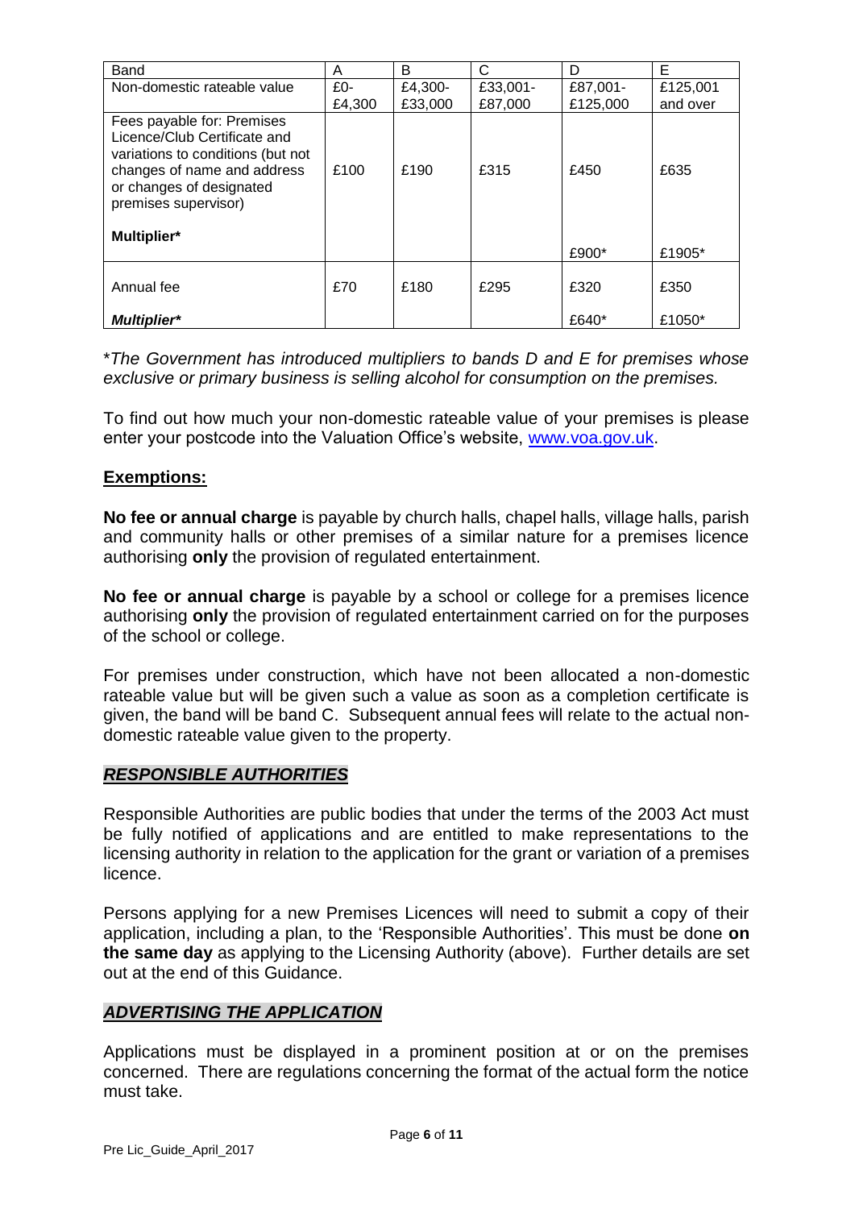| Band | A | B | C | D | E |
|---|---|---|---|---|---|
| Non-domestic rateable value | £0-£4,300 | £4,300-£33,000 | £33,001-£87,000 | £87,001-£125,000 | £125,001 and over |
| Fees payable for: Premises Licence/Club Certificate and variations to conditions (but not changes of name and address or changes of designated premises supervisor) | £100 | £190 | £315 | £450 | £635 |
| **Multiplier*** | | | | £900* | £1905* |
| Annual fee | £70 | £180 | £295 | £320 | £350 |
| ***Multiplier**** | | | | £640* | £1050* |

**The Government has introduced multipliers to bands D and E for premises whose exclusive or primary business is selling alcohol for consumption on the premises.*

To find out how much your non-domestic rateable value of your premises is please enter your postcode into the Valuation Office's website, [www.voa.gov.uk](http://www.voa.gov.uk).

## Exemptions:

**No fee or annual charge** is payable by church halls, chapel halls, village halls, parish and community halls or other premises of a similar nature for a premises licence authorising **only** the provision of regulated entertainment.

**No fee or annual charge** is payable by a school or college for a premises licence authorising **only** the provision of regulated entertainment carried on for the purposes of the school or college.

For premises under construction, which have not been allocated a non-domestic rateable value but will be given such a value as soon as a completion certificate is given, the band will be band C. Subsequent annual fees will relate to the actual non-domestic rateable value given to the property.

## *RESPONSIBLE AUTHORITIES*

Responsible Authorities are public bodies that under the terms of the 2003 Act must be fully notified of applications and are entitled to make representations to the licensing authority in relation to the application for the grant or variation of a premises licence.

Persons applying for a new Premises Licences will need to submit a copy of their application, including a plan, to the 'Responsible Authorities'. This must be done **on the same day** as applying to the Licensing Authority (above). Further details are set out at the end of this Guidance.

## *ADVERTISING THE APPLICATION*

Applications must be displayed in a prominent position at or on the premises concerned. There are regulations concerning the format of the actual form the notice must take.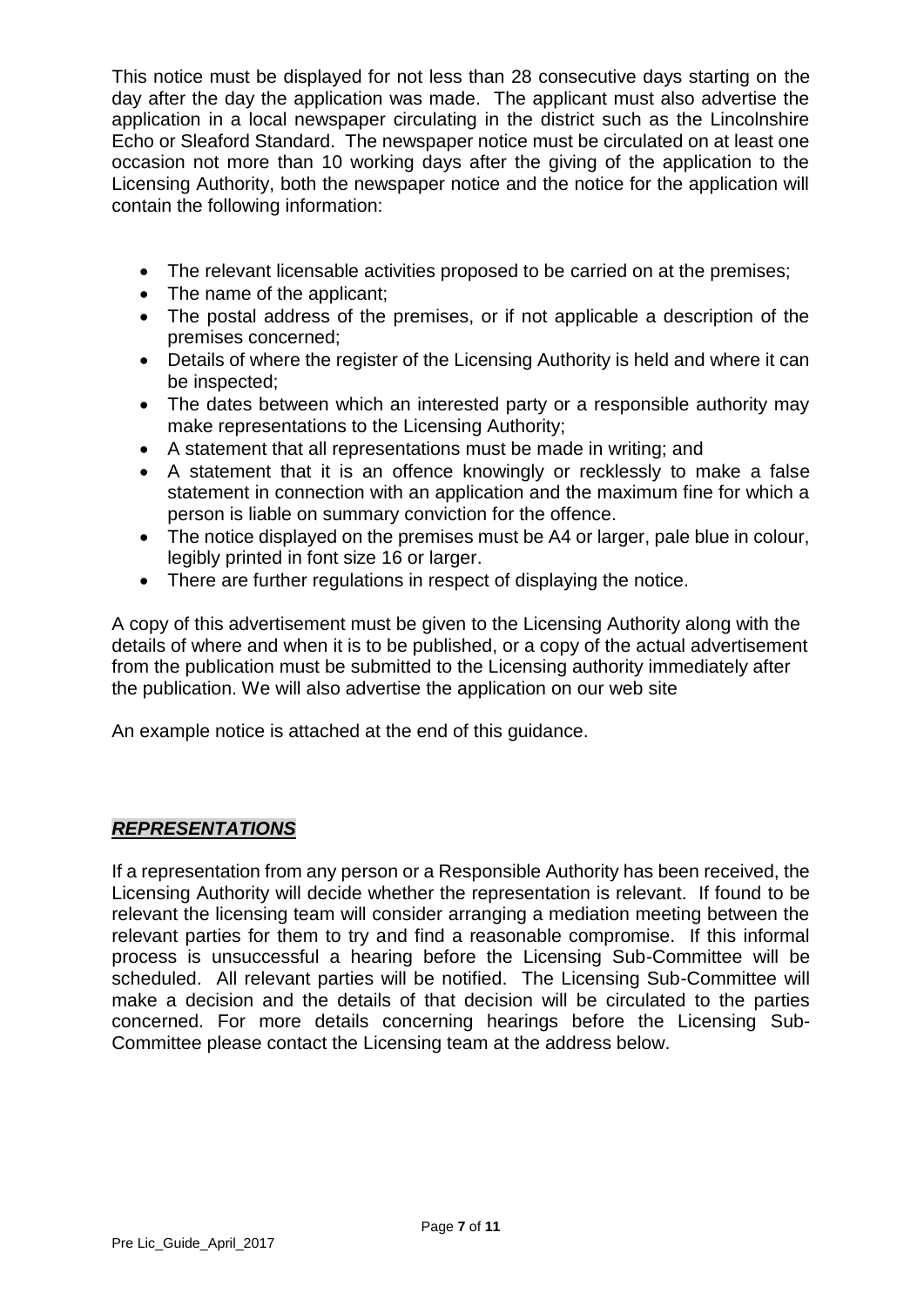This notice must be displayed for not less than 28 consecutive days starting on the day after the day the application was made. The applicant must also advertise the application in a local newspaper circulating in the district such as the Lincolnshire Echo or Sleaford Standard. The newspaper notice must be circulated on at least one occasion not more than 10 working days after the giving of the application to the Licensing Authority, both the newspaper notice and the notice for the application will contain the following information:

- The relevant licensable activities proposed to be carried on at the premises;
- The name of the applicant;
- The postal address of the premises, or if not applicable a description of the premises concerned;
- Details of where the register of the Licensing Authority is held and where it can be inspected;
- The dates between which an interested party or a responsible authority may make representations to the Licensing Authority;
- A statement that all representations must be made in writing; and
- A statement that it is an offence knowingly or recklessly to make a false statement in connection with an application and the maximum fine for which a person is liable on summary conviction for the offence.
- The notice displayed on the premises must be A4 or larger, pale blue in colour, legibly printed in font size 16 or larger.
- There are further regulations in respect of displaying the notice.

A copy of this advertisement must be given to the Licensing Authority along with the details of where and when it is to be published, or a copy of the actual advertisement from the publication must be submitted to the Licensing authority immediately after the publication. We will also advertise the application on our web site

An example notice is attached at the end of this guidance.

## ***REPRESENTATIONS***

If a representation from any person or a Responsible Authority has been received, the Licensing Authority will decide whether the representation is relevant. If found to be relevant the licensing team will consider arranging a mediation meeting between the relevant parties for them to try and find a reasonable compromise. If this informal process is unsuccessful a hearing before the Licensing Sub-Committee will be scheduled. All relevant parties will be notified. The Licensing Sub-Committee will make a decision and the details of that decision will be circulated to the parties concerned. For more details concerning hearings before the Licensing Sub-Committee please contact the Licensing team at the address below.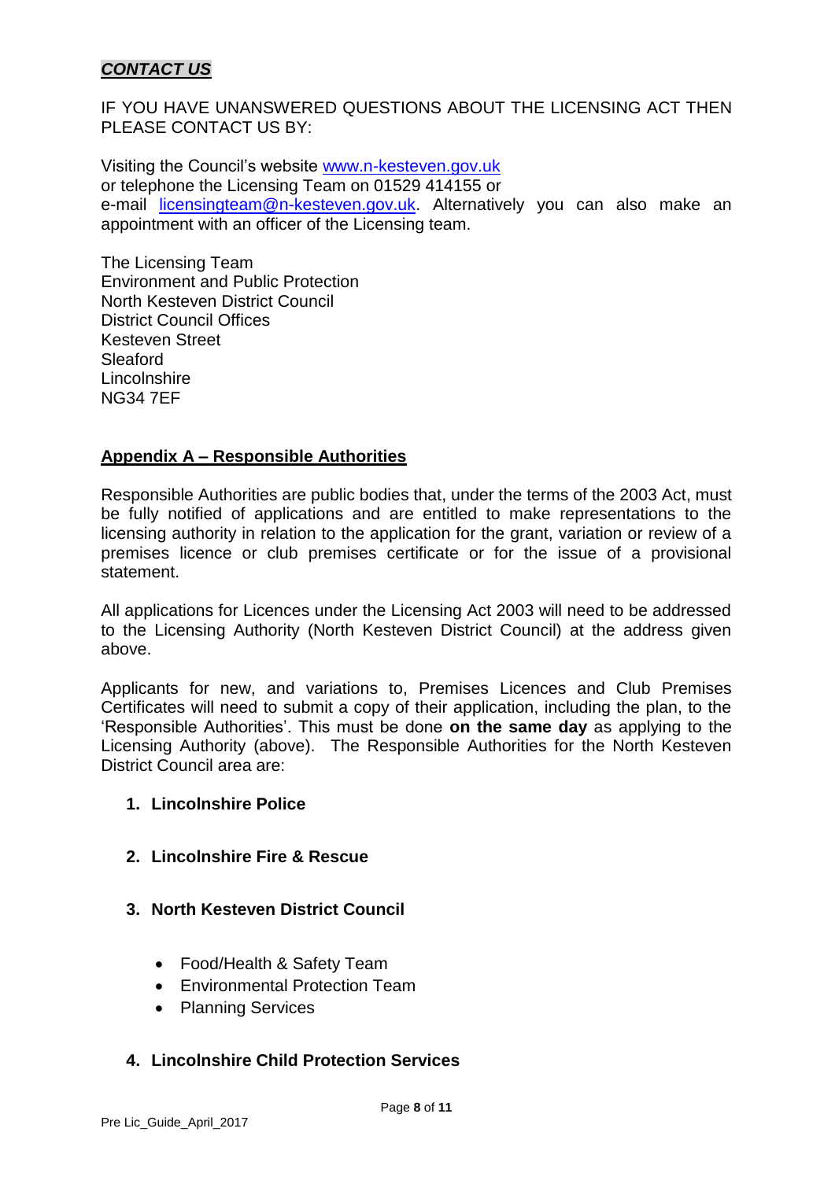***CONTACT US***

IF YOU HAVE UNANSWERED QUESTIONS ABOUT THE LICENSING ACT THEN PLEASE CONTACT US BY:

Visiting the Council's website [www.n-kesteven.gov.uk](http://www.n-kesteven.gov.uk)
or telephone the Licensing Team on 01529 414155 or
e-mail [licensingteam@n-kesteven.gov.uk](mailto:licensingteam@n-kesteven.gov.uk). Alternatively you can also make an appointment with an officer of the Licensing team.

The Licensing Team
Environment and Public Protection
North Kesteven District Council
District Council Offices
Kesteven Street
Sleaford
Lincolnshire
NG34 7EF

## Appendix A – Responsible Authorities

Responsible Authorities are public bodies that, under the terms of the 2003 Act, must be fully notified of applications and are entitled to make representations to the licensing authority in relation to the application for the grant, variation or review of a premises licence or club premises certificate or for the issue of a provisional statement.

All applications for Licences under the Licensing Act 2003 will need to be addressed to the Licensing Authority (North Kesteven District Council) at the address given above.

Applicants for new, and variations to, Premises Licences and Club Premises Certificates will need to submit a copy of their application, including the plan, to the 'Responsible Authorities'. This must be done **on the same day** as applying to the Licensing Authority (above). The Responsible Authorities for the North Kesteven District Council area are:

1. **Lincolnshire Police**

2. **Lincolnshire Fire & Rescue**

3. **North Kesteven District Council**

    - Food/Health & Safety Team
    - Environmental Protection Team
    - Planning Services

4. **Lincolnshire Child Protection Services**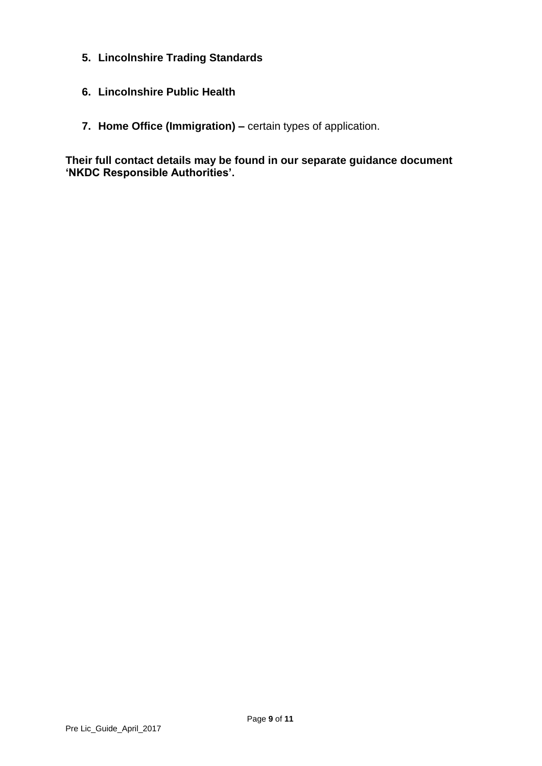5. **Lincolnshire Trading Standards**

6. **Lincolnshire Public Health**

7. **Home Office (Immigration) –** certain types of application.

**Their full contact details may be found in our separate guidance document ‘NKDC Responsible Authorities’.**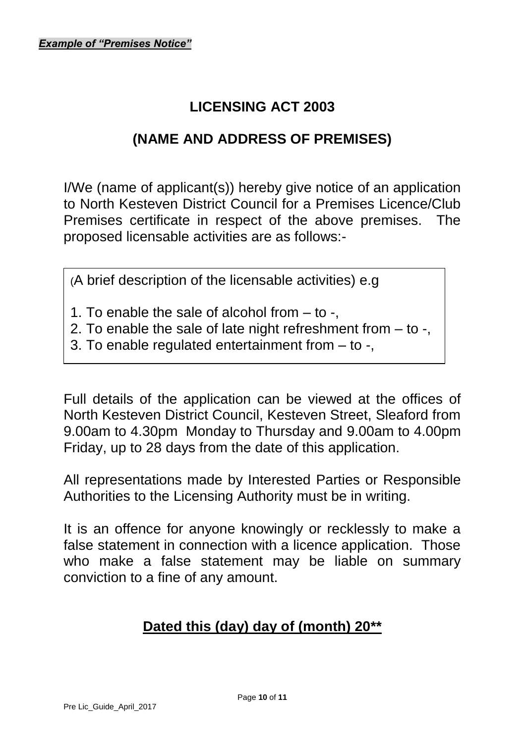***Example of "Premises Notice"***

# LICENSING ACT 2003

## (NAME AND ADDRESS OF PREMISES)

I/We (name of applicant(s)) hereby give notice of an application to North Kesteven District Council for a Premises Licence/Club Premises certificate in respect of the above premises. The proposed licensable activities are as follows:-

(A brief description of the licensable activities) e.g

1. To enable the sale of alcohol from – to -,
2. To enable the sale of late night refreshment from – to -,
3. To enable regulated entertainment from – to -,

Full details of the application can be viewed at the offices of North Kesteven District Council, Kesteven Street, Sleaford from 9.00am to 4.30pm Monday to Thursday and 9.00am to 4.00pm Friday, up to 28 days from the date of this application.

All representations made by Interested Parties or Responsible Authorities to the Licensing Authority must be in writing.

It is an offence for anyone knowingly or recklessly to make a false statement in connection with a licence application. Those who make a false statement may be liable on summary conviction to a fine of any amount.

**Dated this (day) day of (month) 20****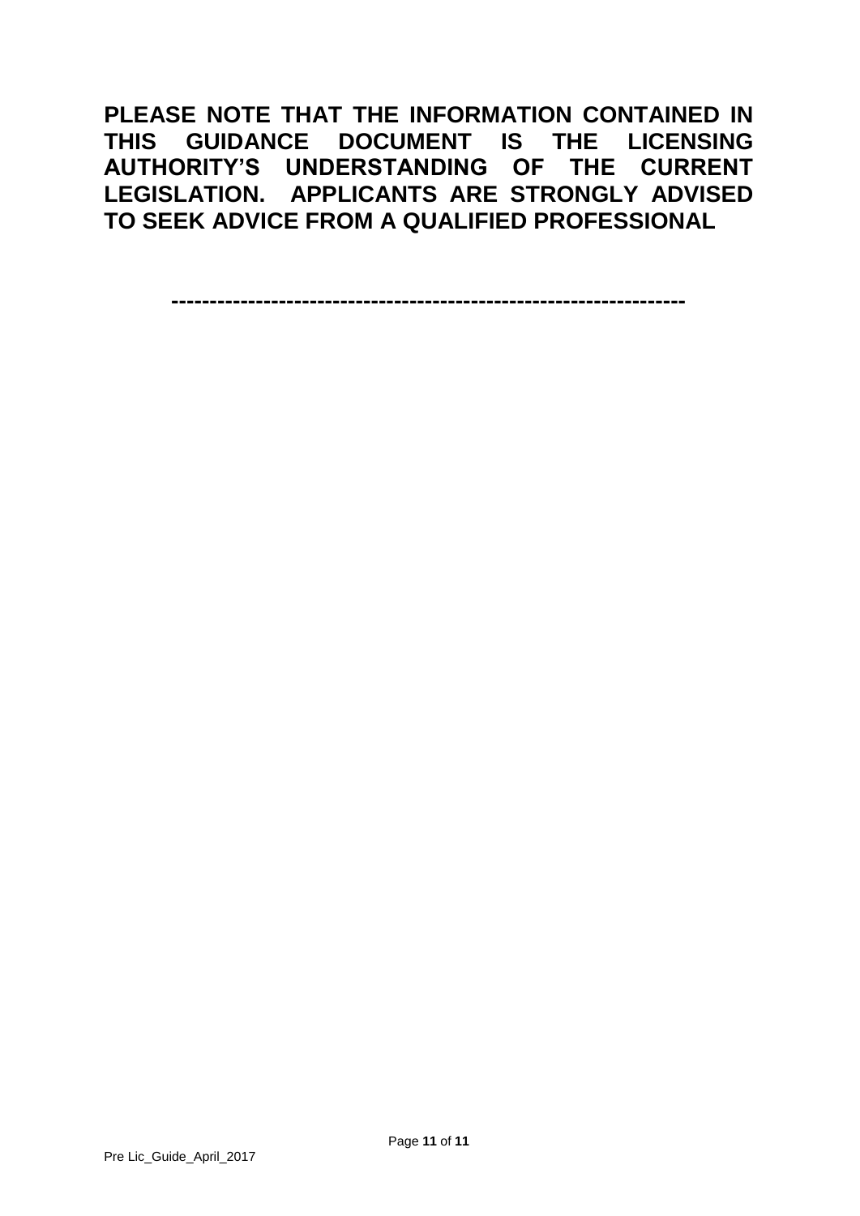**PLEASE NOTE THAT THE INFORMATION CONTAINED IN THIS GUIDANCE DOCUMENT IS THE LICENSING AUTHORITY'S UNDERSTANDING OF THE CURRENT LEGISLATION. APPLICANTS ARE STRONGLY ADVISED TO SEEK ADVICE FROM A QUALIFIED PROFESSIONAL**

**-----------------------------------------------------------------**